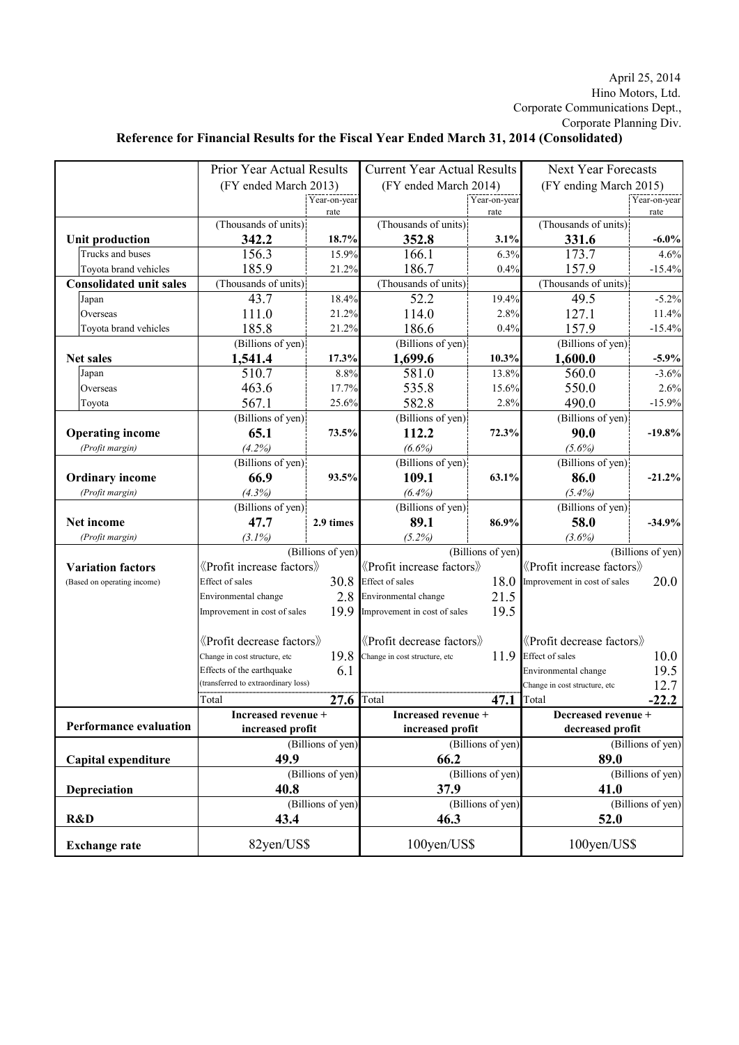April 25, 2014
Hino Motors, Ltd.
Corporate Communications Dept.,
Corporate Planning Div.

# Reference for Financial Results for the Fiscal Year Ended March 31, 2014 (Consolidated)

| | Prior Year Actual Results (FY ended March 2013) | | Current Year Actual Results (FY ended March 2014) | | Next Year Forecasts (FY ending March 2015) | |
|---|---|---|---|---|---|---|
| | | Year-on-year rate | | Year-on-year rate | | Year-on-year rate |
| | (Thousands of units) | | (Thousands of units) | | (Thousands of units) | |
| **Unit production** | **342.2** | **18.7%** | **352.8** | **3.1%** | **331.6** | **-6.0%** |
| Trucks and buses | 156.3 | 15.9% | 166.1 | 6.3% | 173.7 | 4.6% |
| Toyota brand vehicles | 185.9 | 21.2% | 186.7 | 0.4% | 157.9 | -15.4% |
| **Consolidated unit sales** | (Thousands of units) | | (Thousands of units) | | (Thousands of units) | |
| Japan | 43.7 | 18.4% | 52.2 | 19.4% | 49.5 | -5.2% |
| Overseas | 111.0 | 21.2% | 114.0 | 2.8% | 127.1 | 11.4% |
| Toyota brand vehicles | 185.8 | 21.2% | 186.6 | 0.4% | 157.9 | -15.4% |
| | (Billions of yen) | | (Billions of yen) | | (Billions of yen) | |
| **Net sales** | **1,541.4** | **17.3%** | **1,699.6** | **10.3%** | **1,600.0** | **-5.9%** |
| Japan | 510.7 | 8.8% | 581.0 | 13.8% | 560.0 | -3.6% |
| Overseas | 463.6 | 17.7% | 535.8 | 15.6% | 550.0 | 2.6% |
| Toyota | 567.1 | 25.6% | 582.8 | 2.8% | 490.0 | -15.9% |
| | (Billions of yen) | | (Billions of yen) | | (Billions of yen) | |
| **Operating income** | **65.1** | **73.5%** | **112.2** | **72.3%** | **90.0** | **-19.8%** |
| *(Profit margin)* | *(4.2%)* | | *(6.6%)* | | *(5.6%)* | |
| | (Billions of yen) | | (Billions of yen) | | (Billions of yen) | |
| **Ordinary income** | **66.9** | **93.5%** | **109.1** | **63.1%** | **86.0** | **-21.2%** |
| *(Profit margin)* | *(4.3%)* | | *(6.4%)* | | *(5.4%)* | |
| | (Billions of yen) | | (Billions of yen) | | (Billions of yen) | |
| **Net income** | **47.7** | **2.9 times** | **89.1** | **86.9%** | **58.0** | **-34.9%** |
| *(Profit margin)* | *(3.1%)* | | *(5.2%)* | | *(3.6%)* | |
| | | (Billions of yen) | | (Billions of yen) | | (Billions of yen) |
| **Variation factors** (Based on operating income) | 《Profit increase factors》 | | 《Profit increase factors》 | | 《Profit increase factors》 | |
| | Effect of sales | 30.8 | Effect of sales | 18.0 | Improvement in cost of sales | 20.0 |
| | Environmental change | 2.8 | Environmental change | 21.5 | | |
| | Improvement in cost of sales | 19.9 | Improvement in cost of sales | 19.5 | | |
| | 《Profit decrease factors》 | | 《Profit decrease factors》 | | 《Profit decrease factors》 | |
| | Change in cost structure, etc | 19.8 | Change in cost structure, etc | 11.9 | Effect of sales | 10.0 |
| | Effects of the earthquake (transferred to extraordinary loss) | 6.1 | | | Environmental change | 19.5 |
| | | | | | Change in cost structure, etc | 12.7 |
| | Total | **27.6** | Total | **47.1** | Total | **-22.2** |
| **Performance evaluation** | **Increased revenue + increased profit** | | **Increased revenue + increased profit** | | **Decreased revenue + decreased profit** | |
| | | (Billions of yen) | | (Billions of yen) | | (Billions of yen) |
| **Capital expenditure** | **49.9** | | **66.2** | | **89.0** | |
| | | (Billions of yen) | | (Billions of yen) | | (Billions of yen) |
| **Depreciation** | **40.8** | | **37.9** | | **41.0** | |
| | | (Billions of yen) | | (Billions of yen) | | (Billions of yen) |
| **R&D** | **43.4** | | **46.3** | | **52.0** | |
| **Exchange rate** | 82yen/US$ | | 100yen/US$ | | 100yen/US$ | |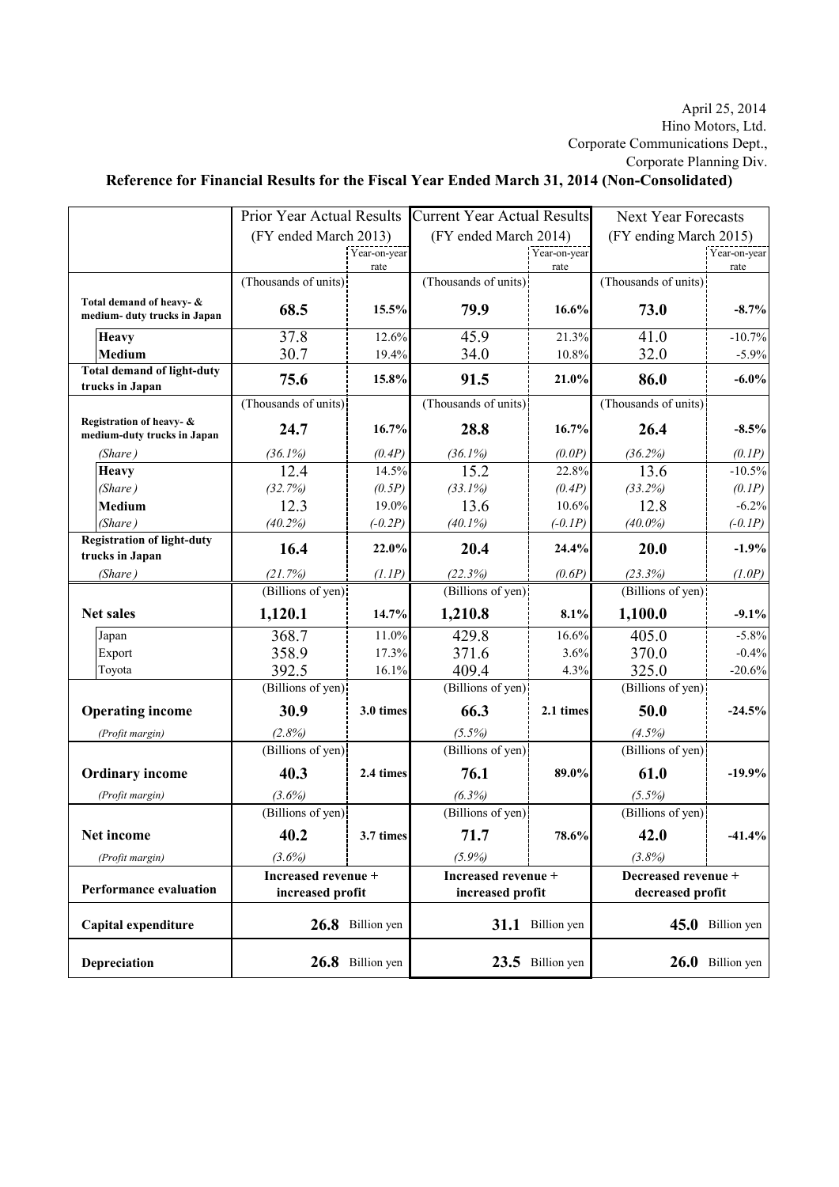April 25, 2014
Hino Motors, Ltd.
Corporate Communications Dept.,
Corporate Planning Div.

## Reference for Financial Results for the Fiscal Year Ended March 31, 2014 (Non-Consolidated)

| | Prior Year Actual Results (FY ended March 2013) | | Current Year Actual Results (FY ended March 2014) | | Next Year Forecasts (FY ending March 2015) | |
|---|---|---|---|---|---|---|
| | | Year-on-year rate | | Year-on-year rate | | Year-on-year rate |
| | (Thousands of units) | | (Thousands of units) | | (Thousands of units) | |
| **Total demand of heavy- & medium- duty trucks in Japan** | **68.5** | **15.5%** | **79.9** | **16.6%** | **73.0** | **-8.7%** |
| **Heavy** | 37.8 | 12.6% | 45.9 | 21.3% | 41.0 | -10.7% |
| **Medium** | 30.7 | 19.4% | 34.0 | 10.8% | 32.0 | -5.9% |
| **Total demand of light-duty trucks in Japan** | **75.6** | **15.8%** | **91.5** | **21.0%** | **86.0** | **-6.0%** |
| | (Thousands of units) | | (Thousands of units) | | (Thousands of units) | |
| **Registration of heavy- & medium-duty trucks in Japan** | **24.7** | **16.7%** | **28.8** | **16.7%** | **26.4** | **-8.5%** |
| *(Share)* | *(36.1%)* | *(0.4P)* | *(36.1%)* | *(0.0P)* | *(36.2%)* | *(0.1P)* |
| **Heavy** | 12.4 | 14.5% | 15.2 | 22.8% | 13.6 | -10.5% |
| *(Share)* | *(32.7%)* | *(0.5P)* | *(33.1%)* | *(0.4P)* | *(33.2%)* | *(0.1P)* |
| **Medium** | 12.3 | 19.0% | 13.6 | 10.6% | 12.8 | -6.2% |
| *(Share)* | *(40.2%)* | *(-0.2P)* | *(40.1%)* | *(-0.1P)* | *(40.0%)* | *(-0.1P)* |
| **Registration of light-duty trucks in Japan** | **16.4** | **22.0%** | **20.4** | **24.4%** | **20.0** | **-1.9%** |
| *(Share)* | *(21.7%)* | *(1.1P)* | *(22.3%)* | *(0.6P)* | *(23.3%)* | *(1.0P)* |
| | (Billions of yen) | | (Billions of yen) | | (Billions of yen) | |
| **Net sales** | **1,120.1** | **14.7%** | **1,210.8** | **8.1%** | **1,100.0** | **-9.1%** |
| Japan | 368.7 | 11.0% | 429.8 | 16.6% | 405.0 | -5.8% |
| Export | 358.9 | 17.3% | 371.6 | 3.6% | 370.0 | -0.4% |
| Toyota | 392.5 | 16.1% | 409.4 | 4.3% | 325.0 | -20.6% |
| | (Billions of yen) | | (Billions of yen) | | (Billions of yen) | |
| **Operating income** | **30.9** | **3.0 times** | **66.3** | **2.1 times** | **50.0** | **-24.5%** |
| *(Profit margin)* | *(2.8%)* | | *(5.5%)* | | *(4.5%)* | |
| | (Billions of yen) | | (Billions of yen) | | (Billions of yen) | |
| **Ordinary income** | **40.3** | **2.4 times** | **76.1** | **89.0%** | **61.0** | **-19.9%** |
| *(Profit margin)* | *(3.6%)* | | *(6.3%)* | | *(5.5%)* | |
| | (Billions of yen) | | (Billions of yen) | | (Billions of yen) | |
| **Net income** | **40.2** | **3.7 times** | **71.7** | **78.6%** | **42.0** | **-41.4%** |
| *(Profit margin)* | *(3.6%)* | | *(5.9%)* | | *(3.8%)* | |
| **Performance evaluation** | **Increased revenue + increased profit** | | **Increased revenue + increased profit** | | **Decreased revenue + decreased profit** | |
| **Capital expenditure** | **26.8** | Billion yen | **31.1** | Billion yen | **45.0** | Billion yen |
| **Depreciation** | **26.8** | Billion yen | **23.5** | Billion yen | **26.0** | Billion yen |